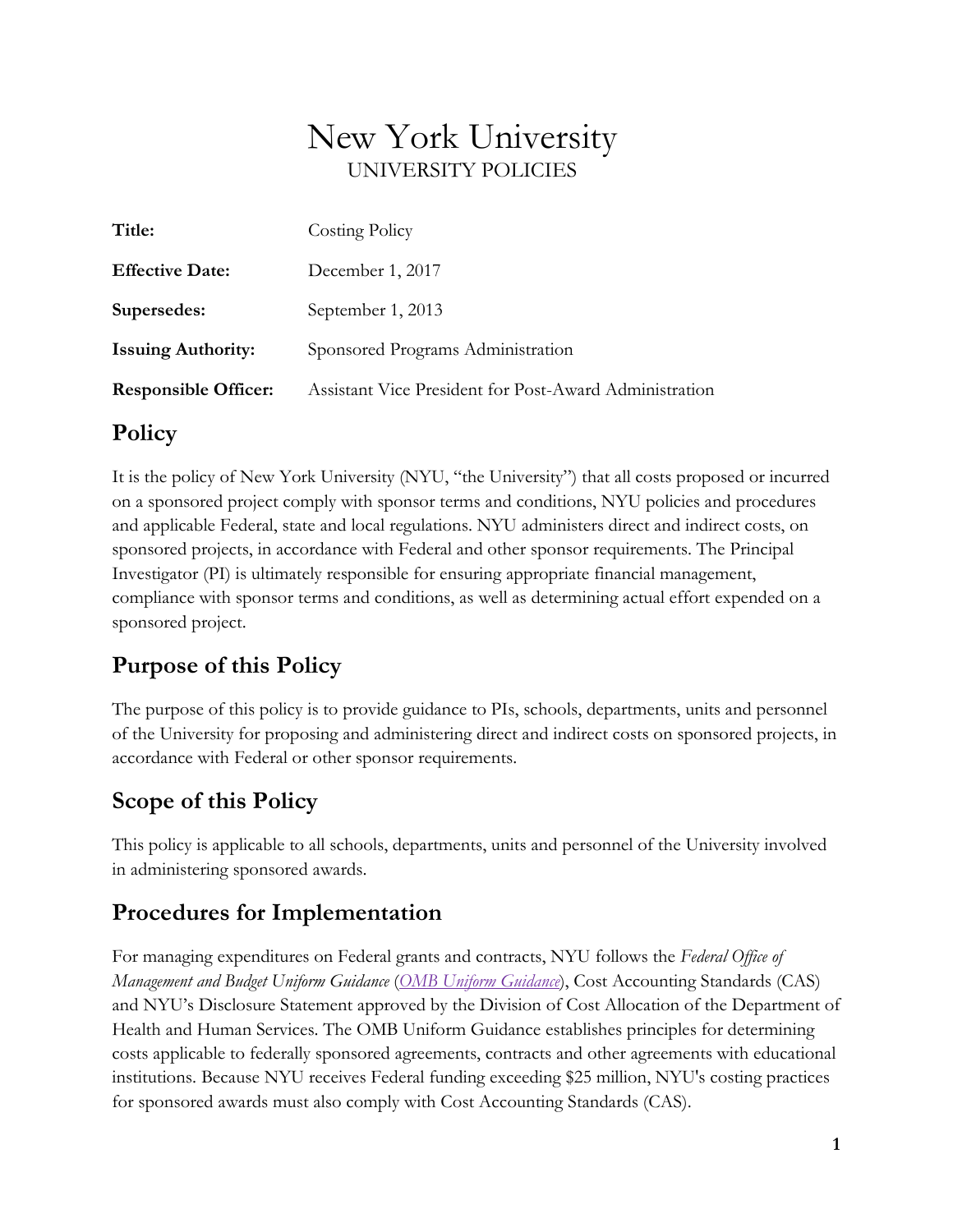# New York University

UNIVERSITY POLICIES

| | |
|---|---|
| **Title:** | Costing Policy |
| **Effective Date:** | December 1, 2017 |
| **Supersedes:** | September 1, 2013 |
| **Issuing Authority:** | Sponsored Programs Administration |
| **Responsible Officer:** | Assistant Vice President for Post-Award Administration |

## Policy

It is the policy of New York University (NYU, "the University") that all costs proposed or incurred on a sponsored project comply with sponsor terms and conditions, NYU policies and procedures and applicable Federal, state and local regulations. NYU administers direct and indirect costs, on sponsored projects, in accordance with Federal and other sponsor requirements. The Principal Investigator (PI) is ultimately responsible for ensuring appropriate financial management, compliance with sponsor terms and conditions, as well as determining actual effort expended on a sponsored project.

## Purpose of this Policy

The purpose of this policy is to provide guidance to PIs, schools, departments, units and personnel of the University for proposing and administering direct and indirect costs on sponsored projects, in accordance with Federal or other sponsor requirements.

## Scope of this Policy

This policy is applicable to all schools, departments, units and personnel of the University involved in administering sponsored awards.

## Procedures for Implementation

For managing expenditures on Federal grants and contracts, NYU follows the *Federal Office of Management and Budget Uniform Guidance* (*OMB Uniform Guidance*), Cost Accounting Standards (CAS) and NYU's Disclosure Statement approved by the Division of Cost Allocation of the Department of Health and Human Services. The OMB Uniform Guidance establishes principles for determining costs applicable to federally sponsored agreements, contracts and other agreements with educational institutions. Because NYU receives Federal funding exceeding $25 million, NYU's costing practices for sponsored awards must also comply with Cost Accounting Standards (CAS).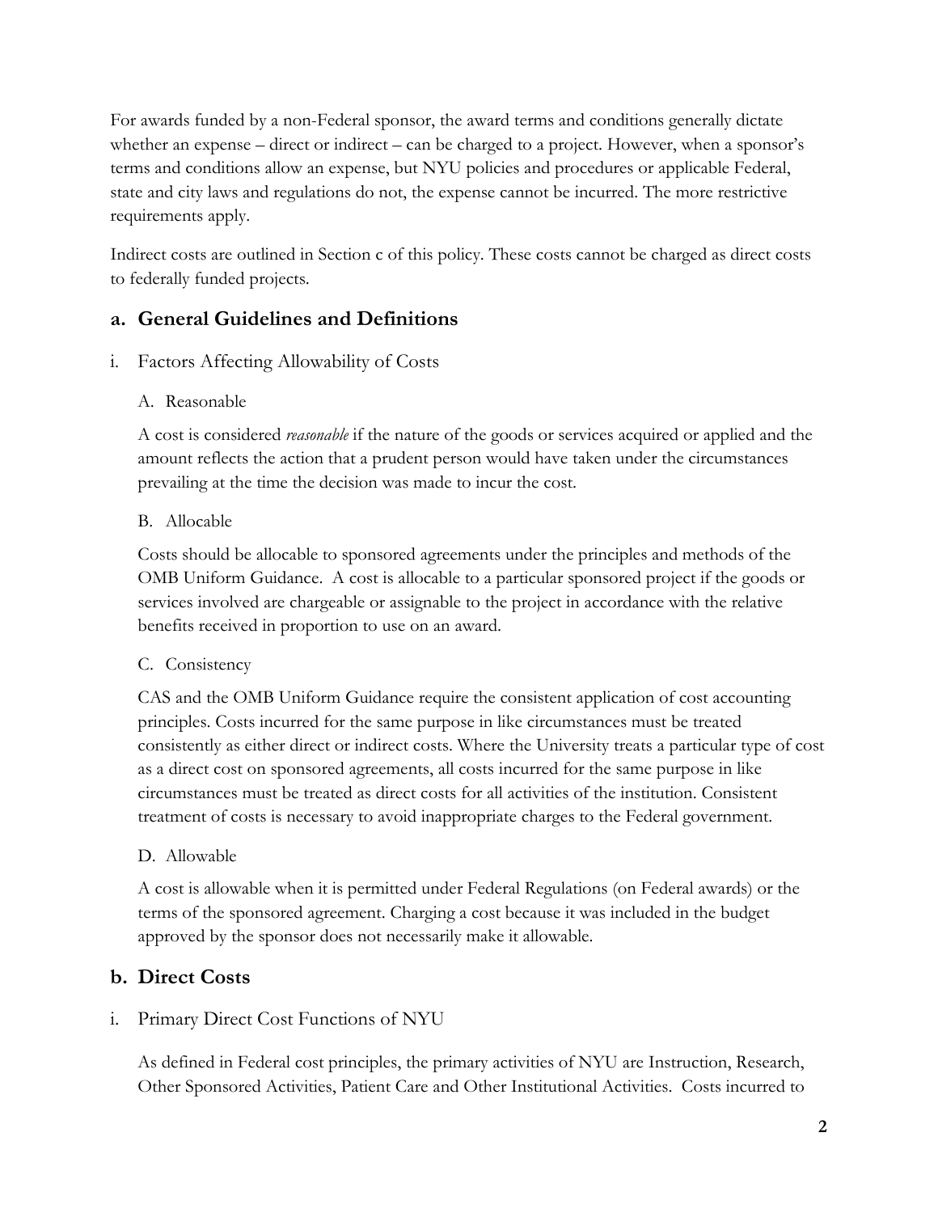For awards funded by a non-Federal sponsor, the award terms and conditions generally dictate whether an expense – direct or indirect – can be charged to a project. However, when a sponsor's terms and conditions allow an expense, but NYU policies and procedures or applicable Federal, state and city laws and regulations do not, the expense cannot be incurred. The more restrictive requirements apply.

Indirect costs are outlined in Section c of this policy. These costs cannot be charged as direct costs to federally funded projects.

## a. General Guidelines and Definitions

### i. Factors Affecting Allowability of Costs

#### A. Reasonable

A cost is considered *reasonable* if the nature of the goods or services acquired or applied and the amount reflects the action that a prudent person would have taken under the circumstances prevailing at the time the decision was made to incur the cost.

#### B. Allocable

Costs should be allocable to sponsored agreements under the principles and methods of the OMB Uniform Guidance. A cost is allocable to a particular sponsored project if the goods or services involved are chargeable or assignable to the project in accordance with the relative benefits received in proportion to use on an award.

#### C. Consistency

CAS and the OMB Uniform Guidance require the consistent application of cost accounting principles. Costs incurred for the same purpose in like circumstances must be treated consistently as either direct or indirect costs. Where the University treats a particular type of cost as a direct cost on sponsored agreements, all costs incurred for the same purpose in like circumstances must be treated as direct costs for all activities of the institution. Consistent treatment of costs is necessary to avoid inappropriate charges to the Federal government.

#### D. Allowable

A cost is allowable when it is permitted under Federal Regulations (on Federal awards) or the terms of the sponsored agreement. Charging a cost because it was included in the budget approved by the sponsor does not necessarily make it allowable.

## b. Direct Costs

### i. Primary Direct Cost Functions of NYU

As defined in Federal cost principles, the primary activities of NYU are Instruction, Research, Other Sponsored Activities, Patient Care and Other Institutional Activities. Costs incurred to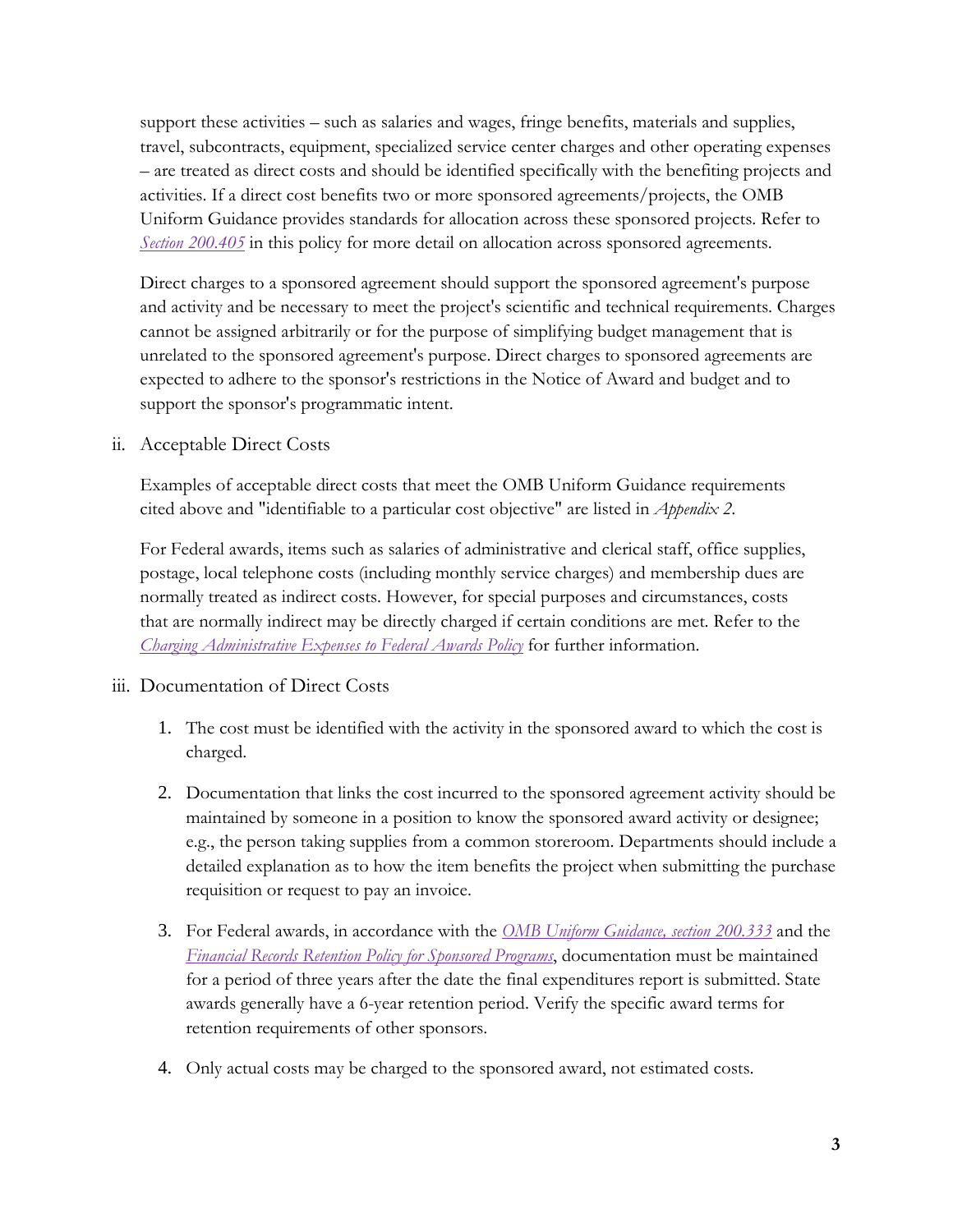support these activities – such as salaries and wages, fringe benefits, materials and supplies, travel, subcontracts, equipment, specialized service center charges and other operating expenses – are treated as direct costs and should be identified specifically with the benefiting projects and activities. If a direct cost benefits two or more sponsored agreements/projects, the OMB Uniform Guidance provides standards for allocation across these sponsored projects. Refer to *Section 200.405* in this policy for more detail on allocation across sponsored agreements.

Direct charges to a sponsored agreement should support the sponsored agreement's purpose and activity and be necessary to meet the project's scientific and technical requirements. Charges cannot be assigned arbitrarily or for the purpose of simplifying budget management that is unrelated to the sponsored agreement's purpose. Direct charges to sponsored agreements are expected to adhere to the sponsor's restrictions in the Notice of Award and budget and to support the sponsor's programmatic intent.

ii. Acceptable Direct Costs

Examples of acceptable direct costs that meet the OMB Uniform Guidance requirements cited above and "identifiable to a particular cost objective" are listed in *Appendix 2*.

For Federal awards, items such as salaries of administrative and clerical staff, office supplies, postage, local telephone costs (including monthly service charges) and membership dues are normally treated as indirect costs. However, for special purposes and circumstances, costs that are normally indirect may be directly charged if certain conditions are met. Refer to the *Charging Administrative Expenses to Federal Awards Policy* for further information.

iii. Documentation of Direct Costs

1. The cost must be identified with the activity in the sponsored award to which the cost is charged.

2. Documentation that links the cost incurred to the sponsored agreement activity should be maintained by someone in a position to know the sponsored award activity or designee; e.g., the person taking supplies from a common storeroom. Departments should include a detailed explanation as to how the item benefits the project when submitting the purchase requisition or request to pay an invoice.

3. For Federal awards, in accordance with the *OMB Uniform Guidance, section 200.333* and the *Financial Records Retention Policy for Sponsored Programs*, documentation must be maintained for a period of three years after the date the final expenditures report is submitted. State awards generally have a 6-year retention period. Verify the specific award terms for retention requirements of other sponsors.

4. Only actual costs may be charged to the sponsored award, not estimated costs.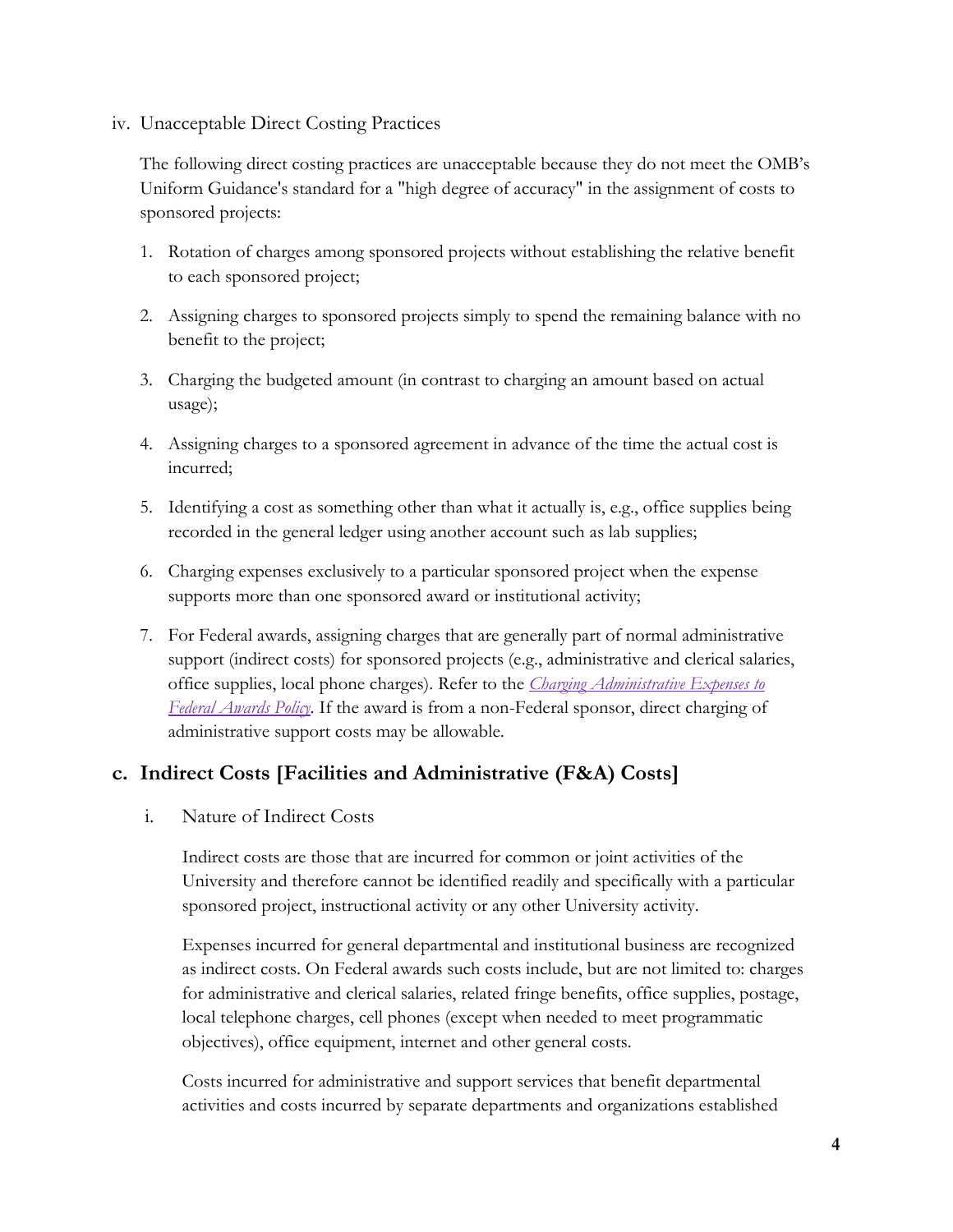iv. Unacceptable Direct Costing Practices

The following direct costing practices are unacceptable because they do not meet the OMB's Uniform Guidance's standard for a "high degree of accuracy" in the assignment of costs to sponsored projects:

1. Rotation of charges among sponsored projects without establishing the relative benefit to each sponsored project;
2. Assigning charges to sponsored projects simply to spend the remaining balance with no benefit to the project;
3. Charging the budgeted amount (in contrast to charging an amount based on actual usage);
4. Assigning charges to a sponsored agreement in advance of the time the actual cost is incurred;
5. Identifying a cost as something other than what it actually is, e.g., office supplies being recorded in the general ledger using another account such as lab supplies;
6. Charging expenses exclusively to a particular sponsored project when the expense supports more than one sponsored award or institutional activity;
7. For Federal awards, assigning charges that are generally part of normal administrative support (indirect costs) for sponsored projects (e.g., administrative and clerical salaries, office supplies, local phone charges). Refer to the *Charging Administrative Expenses to Federal Awards Policy*. If the award is from a non-Federal sponsor, direct charging of administrative support costs may be allowable.

## c. Indirect Costs [Facilities and Administrative (F&A) Costs]

i. Nature of Indirect Costs

Indirect costs are those that are incurred for common or joint activities of the University and therefore cannot be identified readily and specifically with a particular sponsored project, instructional activity or any other University activity.

Expenses incurred for general departmental and institutional business are recognized as indirect costs. On Federal awards such costs include, but are not limited to: charges for administrative and clerical salaries, related fringe benefits, office supplies, postage, local telephone charges, cell phones (except when needed to meet programmatic objectives), office equipment, internet and other general costs.

Costs incurred for administrative and support services that benefit departmental activities and costs incurred by separate departments and organizations established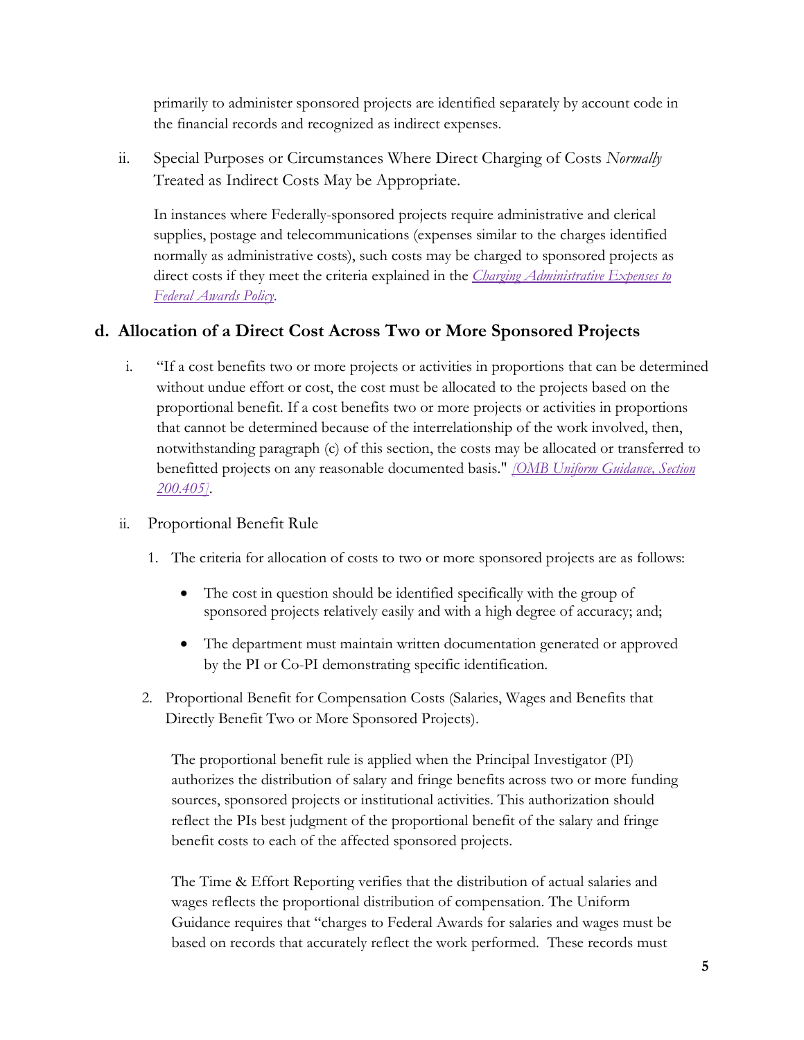primarily to administer sponsored projects are identified separately by account code in the financial records and recognized as indirect expenses.

ii. Special Purposes or Circumstances Where Direct Charging of Costs *Normally* Treated as Indirect Costs May be Appropriate.

In instances where Federally-sponsored projects require administrative and clerical supplies, postage and telecommunications (expenses similar to the charges identified normally as administrative costs), such costs may be charged to sponsored projects as direct costs if they meet the criteria explained in the *Charging Administrative Expenses to Federal Awards Policy*.

## d. Allocation of a Direct Cost Across Two or More Sponsored Projects

i. "If a cost benefits two or more projects or activities in proportions that can be determined without undue effort or cost, the cost must be allocated to the projects based on the proportional benefit. If a cost benefits two or more projects or activities in proportions that cannot be determined because of the interrelationship of the work involved, then, notwithstanding paragraph (c) of this section, the costs may be allocated or transferred to benefitted projects on any reasonable documented basis." *[OMB Uniform Guidance, Section 200.405]*.

ii. Proportional Benefit Rule

1. The criteria for allocation of costs to two or more sponsored projects are as follows:

    - The cost in question should be identified specifically with the group of sponsored projects relatively easily and with a high degree of accuracy; and;
    - The department must maintain written documentation generated or approved by the PI or Co-PI demonstrating specific identification.

2. Proportional Benefit for Compensation Costs (Salaries, Wages and Benefits that Directly Benefit Two or More Sponsored Projects).

    The proportional benefit rule is applied when the Principal Investigator (PI) authorizes the distribution of salary and fringe benefits across two or more funding sources, sponsored projects or institutional activities. This authorization should reflect the PIs best judgment of the proportional benefit of the salary and fringe benefit costs to each of the affected sponsored projects.

    The Time & Effort Reporting verifies that the distribution of actual salaries and wages reflects the proportional distribution of compensation. The Uniform Guidance requires that "charges to Federal Awards for salaries and wages must be based on records that accurately reflect the work performed. These records must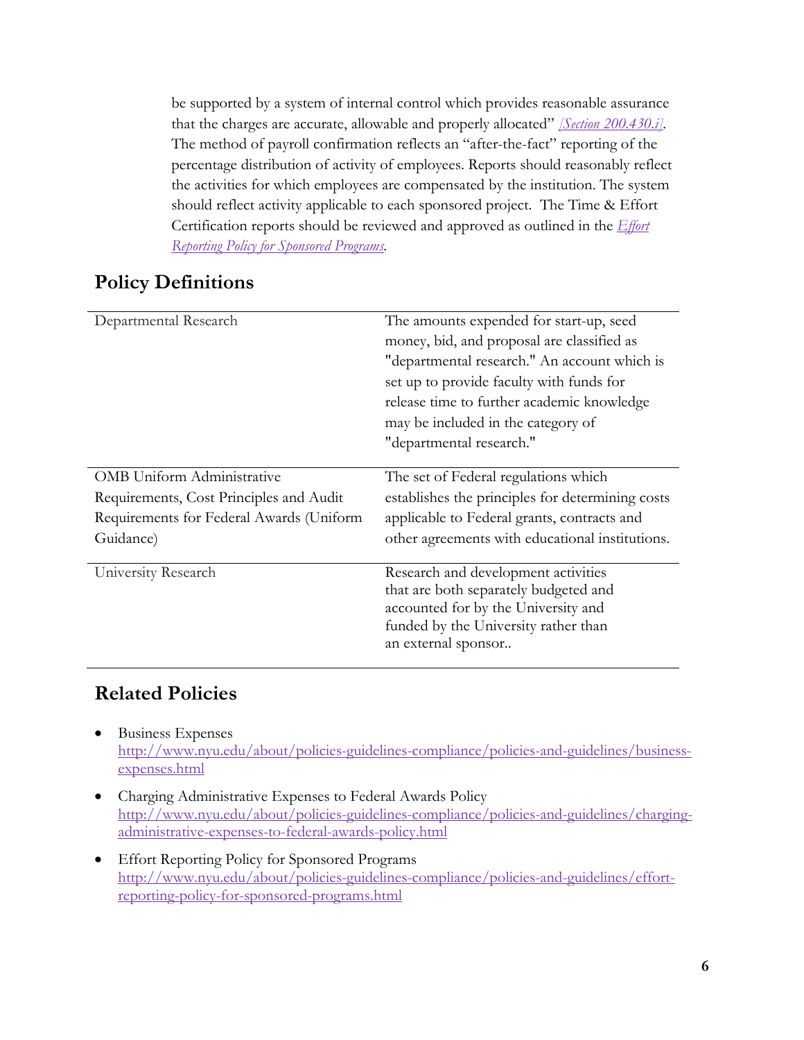be supported by a system of internal control which provides reasonable assurance that the charges are accurate, allowable and properly allocated" *[Section 200.430.i]*. The method of payroll confirmation reflects an "after-the-fact" reporting of the percentage distribution of activity of employees. Reports should reasonably reflect the activities for which employees are compensated by the institution. The system should reflect activity applicable to each sponsored project. The Time & Effort Certification reports should be reviewed and approved as outlined in the *Effort Reporting Policy for Sponsored Programs*.

## Policy Definitions

| | |
|---|---|
| Departmental Research | The amounts expended for start-up, seed money, bid, and proposal are classified as "departmental research." An account which is set up to provide faculty with funds for release time to further academic knowledge may be included in the category of "departmental research." |
| OMB Uniform Administrative Requirements, Cost Principles and Audit Requirements for Federal Awards (Uniform Guidance) | The set of Federal regulations which establishes the principles for determining costs applicable to Federal grants, contracts and other agreements with educational institutions. |
| University Research | Research and development activities that are both separately budgeted and accounted for by the University and funded by the University rather than an external sponsor.. |

## Related Policies

- Business Expenses
  http://www.nyu.edu/about/policies-guidelines-compliance/policies-and-guidelines/business-expenses.html
- Charging Administrative Expenses to Federal Awards Policy
  http://www.nyu.edu/about/policies-guidelines-compliance/policies-and-guidelines/charging-administrative-expenses-to-federal-awards-policy.html
- Effort Reporting Policy for Sponsored Programs
  http://www.nyu.edu/about/policies-guidelines-compliance/policies-and-guidelines/effort-reporting-policy-for-sponsored-programs.html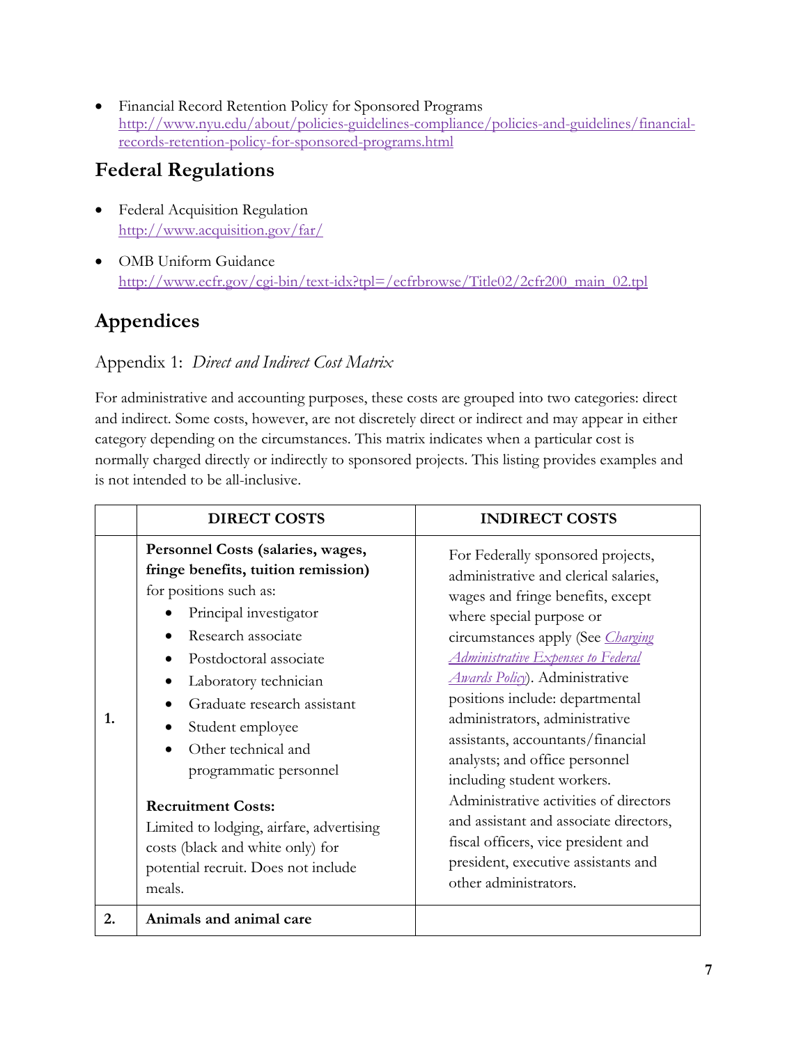- Financial Record Retention Policy for Sponsored Programs
  [http://www.nyu.edu/about/policies-guidelines-compliance/policies-and-guidelines/financial-records-retention-policy-for-sponsored-programs.html](http://www.nyu.edu/about/policies-guidelines-compliance/policies-and-guidelines/financial-records-retention-policy-for-sponsored-programs.html)

## Federal Regulations

- Federal Acquisition Regulation
  [http://www.acquisition.gov/far/](http://www.acquisition.gov/far/)

- OMB Uniform Guidance
  [http://www.ecfr.gov/cgi-bin/text-idx?tpl=/ecfrbrowse/Title02/2cfr200_main_02.tpl](http://www.ecfr.gov/cgi-bin/text-idx?tpl=/ecfrbrowse/Title02/2cfr200_main_02.tpl)

## Appendices

### Appendix 1: *Direct and Indirect Cost Matrix*

For administrative and accounting purposes, these costs are grouped into two categories: direct and indirect. Some costs, however, are not discretely direct or indirect and may appear in either category depending on the circumstances. This matrix indicates when a particular cost is normally charged directly or indirectly to sponsored projects. This listing provides examples and is not intended to be all-inclusive.

| | DIRECT COSTS | INDIRECT COSTS |
|---|---|---|
| **1.** | **Personnel Costs (salaries, wages, fringe benefits, tuition remission)** for positions such as:<br>• Principal investigator<br>• Research associate<br>• Postdoctoral associate<br>• Laboratory technician<br>• Graduate research assistant<br>• Student employee<br>• Other technical and programmatic personnel<br><br>**Recruitment Costs:**<br>Limited to lodging, airfare, advertising costs (black and white only) for potential recruit. Does not include meals. | For Federally sponsored projects, administrative and clerical salaries, wages and fringe benefits, except where special purpose or circumstances apply (See *Charging Administrative Expenses to Federal Awards Policy*). Administrative positions include: departmental administrators, administrative assistants, accountants/financial analysts; and office personnel including student workers. Administrative activities of directors and assistant and associate directors, fiscal officers, vice president and president, executive assistants and other administrators. |
| **2.** | **Animals and animal care** | |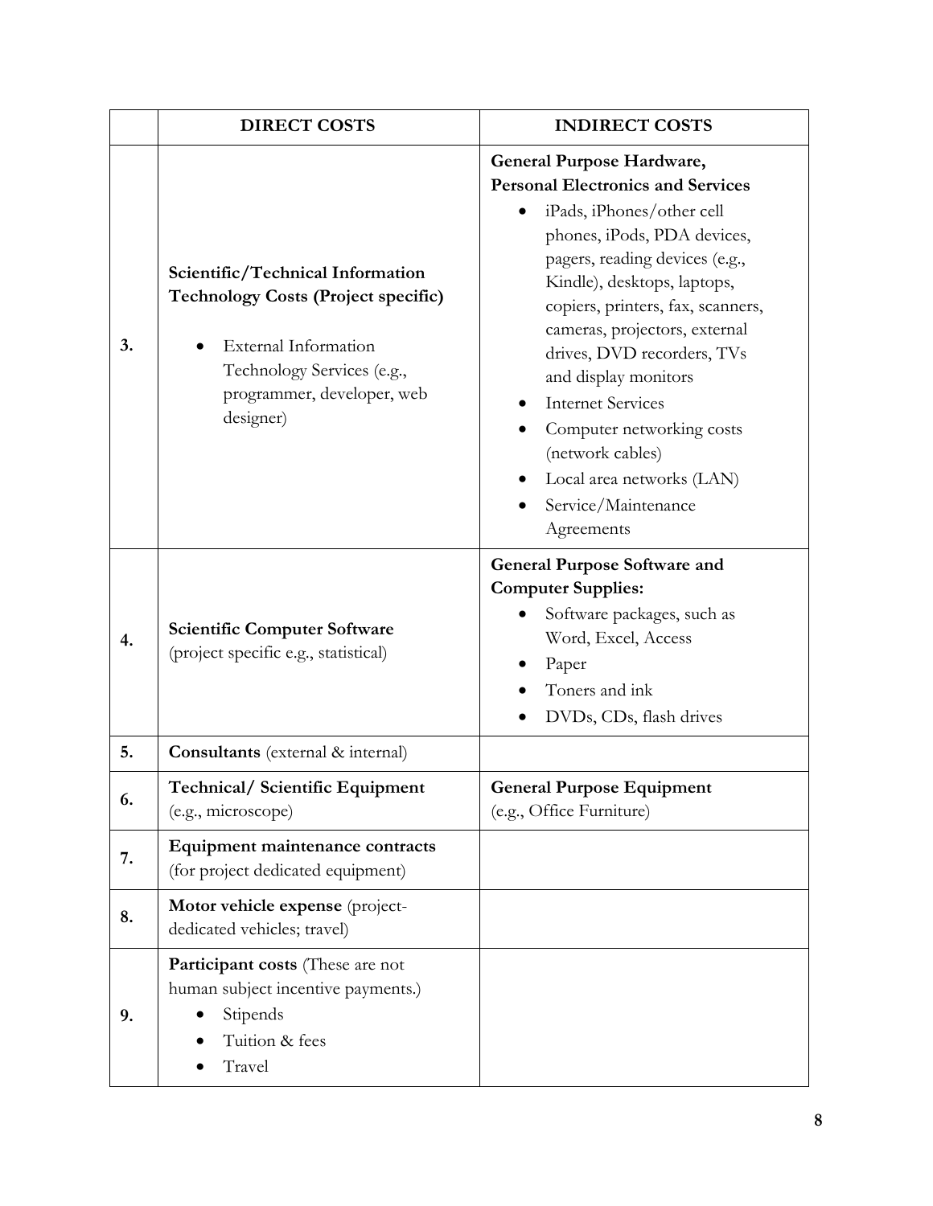| | DIRECT COSTS | INDIRECT COSTS |
|---|---|---|
| 3. | **Scientific/Technical Information Technology Costs (Project specific)**<br>• External Information Technology Services (e.g., programmer, developer, web designer) | **General Purpose Hardware, Personal Electronics and Services**<br>• iPads, iPhones/other cell phones, iPods, PDA devices, pagers, reading devices (e.g., Kindle), desktops, laptops, copiers, printers, fax, scanners, cameras, projectors, external drives, DVD recorders, TVs and display monitors<br>• Internet Services<br>• Computer networking costs (network cables)<br>• Local area networks (LAN)<br>• Service/Maintenance Agreements |
| 4. | **Scientific Computer Software** (project specific e.g., statistical) | **General Purpose Software and Computer Supplies:**<br>• Software packages, such as Word, Excel, Access<br>• Paper<br>• Toners and ink<br>• DVDs, CDs, flash drives |
| 5. | **Consultants** (external & internal) | |
| 6. | **Technical/ Scientific Equipment** (e.g., microscope) | **General Purpose Equipment** (e.g., Office Furniture) |
| 7. | **Equipment maintenance contracts** (for project dedicated equipment) | |
| 8. | **Motor vehicle expense** (project-dedicated vehicles; travel) | |
| 9. | **Participant costs** (These are not human subject incentive payments.)<br>• Stipends<br>• Tuition & fees<br>• Travel | |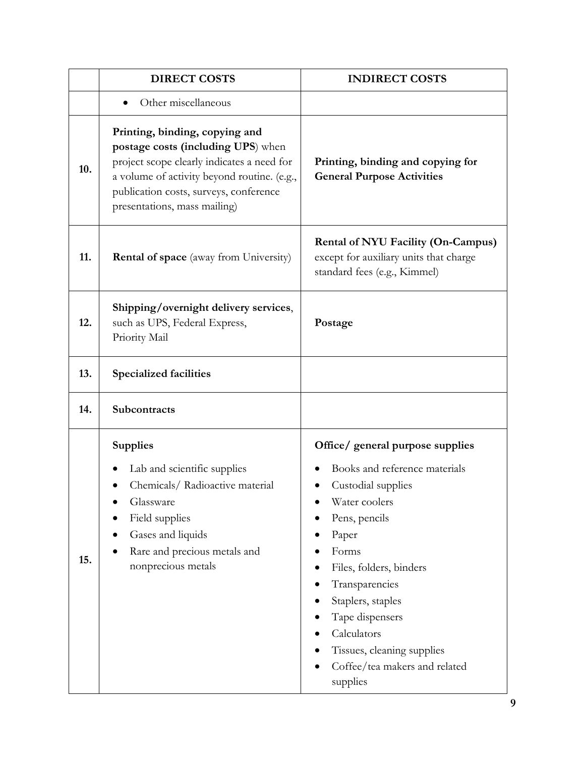| | DIRECT COSTS | INDIRECT COSTS |
|---|---|---|
| | • Other miscellaneous | |
| 10. | **Printing, binding, copying and postage costs (including UPS**) when project scope clearly indicates a need for a volume of activity beyond routine. (e.g., publication costs, surveys, conference presentations, mass mailing) | **Printing, binding and copying for General Purpose Activities** |
| 11. | **Rental of space** (away from University) | **Rental of NYU Facility (On-Campus)** except for auxiliary units that charge standard fees (e.g., Kimmel) |
| 12. | **Shipping/overnight delivery services**, such as UPS, Federal Express, Priority Mail | **Postage** |
| 13. | **Specialized facilities** | |
| 14. | **Subcontracts** | |
| 15. | **Supplies**<br>• Lab and scientific supplies<br>• Chemicals/ Radioactive material<br>• Glassware<br>• Field supplies<br>• Gases and liquids<br>• Rare and precious metals and nonprecious metals | **Office/ general purpose supplies**<br>• Books and reference materials<br>• Custodial supplies<br>• Water coolers<br>• Pens, pencils<br>• Paper<br>• Forms<br>• Files, folders, binders<br>• Transparencies<br>• Staplers, staples<br>• Tape dispensers<br>• Calculators<br>• Tissues, cleaning supplies<br>• Coffee/tea makers and related supplies |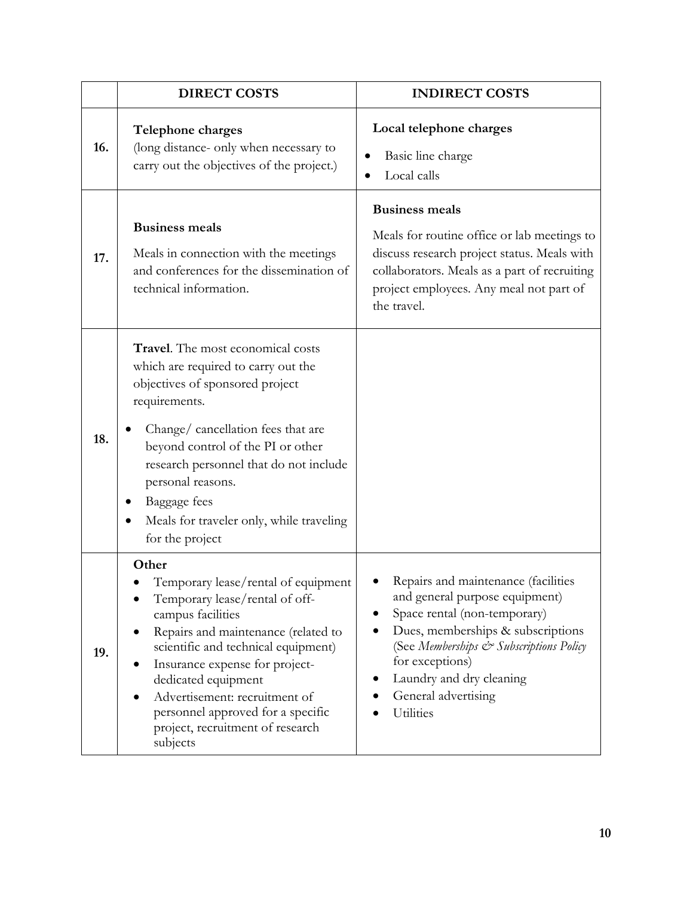| | DIRECT COSTS | INDIRECT COSTS |
|---|---|---|
| **16.** | **Telephone charges**<br>(long distance- only when necessary to carry out the objectives of the project.) | **Local telephone charges**<br>• Basic line charge<br>• Local calls |
| **17.** | **Business meals**<br>Meals in connection with the meetings and conferences for the dissemination of technical information. | **Business meals**<br>Meals for routine office or lab meetings to discuss research project status. Meals with collaborators. Meals as a part of recruiting project employees. Any meal not part of the travel. |
| **18.** | **Travel**. The most economical costs which are required to carry out the objectives of sponsored project requirements.<br>• Change/ cancellation fees that are beyond control of the PI or other research personnel that do not include personal reasons.<br>• Baggage fees<br>• Meals for traveler only, while traveling for the project | |
| **19.** | **Other**<br>• Temporary lease/rental of equipment<br>• Temporary lease/rental of off-campus facilities<br>• Repairs and maintenance (related to scientific and technical equipment)<br>• Insurance expense for project-dedicated equipment<br>• Advertisement: recruitment of personnel approved for a specific project, recruitment of research subjects | • Repairs and maintenance (facilities and general purpose equipment)<br>• Space rental (non-temporary)<br>• Dues, memberships & subscriptions (See *Memberships & Subscriptions Policy* for exceptions)<br>• Laundry and dry cleaning<br>• General advertising<br>• Utilities |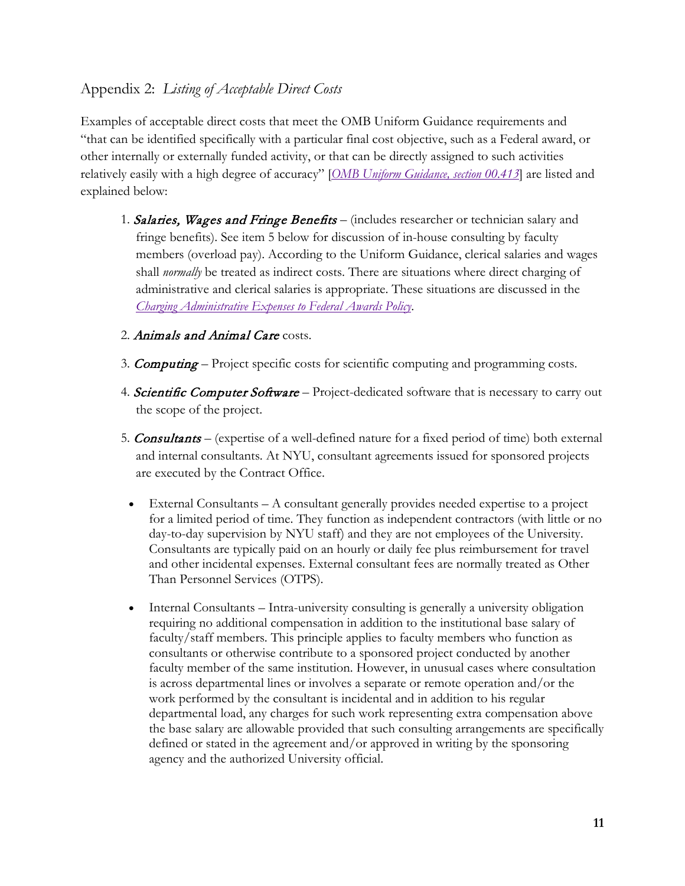## Appendix 2: *Listing of Acceptable Direct Costs*

Examples of acceptable direct costs that meet the OMB Uniform Guidance requirements and "that can be identified specifically with a particular final cost objective, such as a Federal award, or other internally or externally funded activity, or that can be directly assigned to such activities relatively easily with a high degree of accuracy" [*OMB Uniform Guidance, section 00.413*] are listed and explained below:

1. ***Salaries, Wages and Fringe Benefits*** – (includes researcher or technician salary and fringe benefits). See item 5 below for discussion of in-house consulting by faculty members (overload pay). According to the Uniform Guidance, clerical salaries and wages shall *normally* be treated as indirect costs. There are situations where direct charging of administrative and clerical salaries is appropriate. These situations are discussed in the *Charging Administrative Expenses to Federal Awards Policy*.

2. ***Animals and Animal Care*** costs.

3. ***Computing*** – Project specific costs for scientific computing and programming costs.

4. ***Scientific Computer Software*** – Project-dedicated software that is necessary to carry out the scope of the project.

5. ***Consultants*** – (expertise of a well-defined nature for a fixed period of time) both external and internal consultants. At NYU, consultant agreements issued for sponsored projects are executed by the Contract Office.

   - External Consultants – A consultant generally provides needed expertise to a project for a limited period of time. They function as independent contractors (with little or no day-to-day supervision by NYU staff) and they are not employees of the University. Consultants are typically paid on an hourly or daily fee plus reimbursement for travel and other incidental expenses. External consultant fees are normally treated as Other Than Personnel Services (OTPS).

   - Internal Consultants – Intra-university consulting is generally a university obligation requiring no additional compensation in addition to the institutional base salary of faculty/staff members. This principle applies to faculty members who function as consultants or otherwise contribute to a sponsored project conducted by another faculty member of the same institution. However, in unusual cases where consultation is across departmental lines or involves a separate or remote operation and/or the work performed by the consultant is incidental and in addition to his regular departmental load, any charges for such work representing extra compensation above the base salary are allowable provided that such consulting arrangements are specifically defined or stated in the agreement and/or approved in writing by the sponsoring agency and the authorized University official.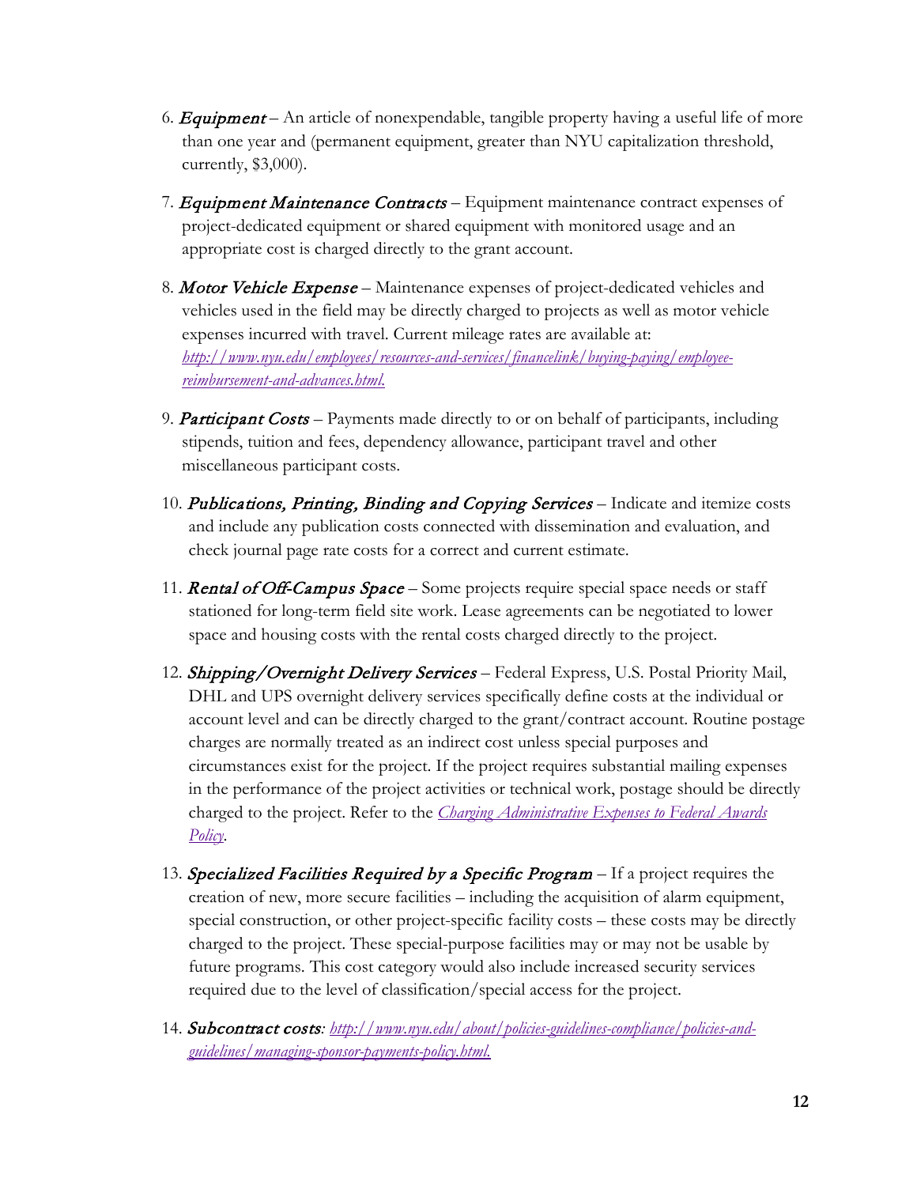6. ***Equipment*** – An article of nonexpendable, tangible property having a useful life of more than one year and (permanent equipment, greater than NYU capitalization threshold, currently, $3,000).

7. ***Equipment Maintenance Contracts*** – Equipment maintenance contract expenses of project-dedicated equipment or shared equipment with monitored usage and an appropriate cost is charged directly to the grant account.

8. ***Motor Vehicle Expense*** – Maintenance expenses of project-dedicated vehicles and vehicles used in the field may be directly charged to projects as well as motor vehicle expenses incurred with travel. Current mileage rates are available at: [*http://www.nyu.edu/employees/resources-and-services/financelink/buying-paying/employee-reimbursement-and-advances.html.*](http://www.nyu.edu/employees/resources-and-services/financelink/buying-paying/employee-reimbursement-and-advances.html)

9. ***Participant Costs*** – Payments made directly to or on behalf of participants, including stipends, tuition and fees, dependency allowance, participant travel and other miscellaneous participant costs.

10. ***Publications, Printing, Binding and Copying Services*** – Indicate and itemize costs and include any publication costs connected with dissemination and evaluation, and check journal page rate costs for a correct and current estimate.

11. ***Rental of Off-Campus Space*** – Some projects require special space needs or staff stationed for long-term field site work. Lease agreements can be negotiated to lower space and housing costs with the rental costs charged directly to the project.

12. ***Shipping/Overnight Delivery Services*** – Federal Express, U.S. Postal Priority Mail, DHL and UPS overnight delivery services specifically define costs at the individual or account level and can be directly charged to the grant/contract account. Routine postage charges are normally treated as an indirect cost unless special purposes and circumstances exist for the project. If the project requires substantial mailing expenses in the performance of the project activities or technical work, postage should be directly charged to the project. Refer to the *Charging Administrative Expenses to Federal Awards Policy*.

13. ***Specialized Facilities Required by a Specific Program*** – If a project requires the creation of new, more secure facilities – including the acquisition of alarm equipment, special construction, or other project-specific facility costs – these costs may be directly charged to the project. These special-purpose facilities may or may not be usable by future programs. This cost category would also include increased security services required due to the level of classification/special access for the project.

14. ***Subcontract costs***: [*http://www.nyu.edu/about/policies-guidelines-compliance/policies-and-guidelines/managing-sponsor-payments-policy.html.*](http://www.nyu.edu/about/policies-guidelines-compliance/policies-and-guidelines/managing-sponsor-payments-policy.html)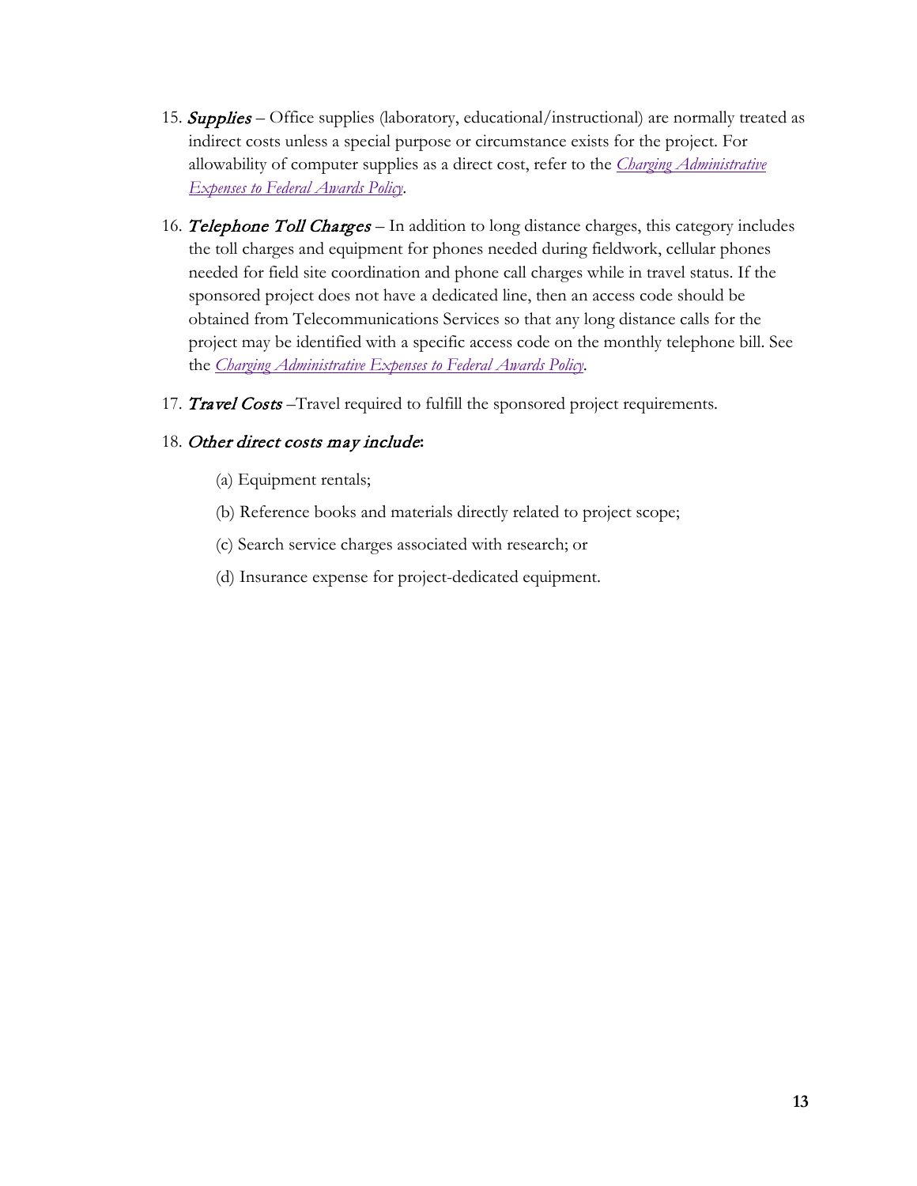15. ***Supplies*** – Office supplies (laboratory, educational/instructional) are normally treated as indirect costs unless a special purpose or circumstance exists for the project. For allowability of computer supplies as a direct cost, refer to the *Charging Administrative Expenses to Federal Awards Policy*.

16. ***Telephone Toll Charges*** – In addition to long distance charges, this category includes the toll charges and equipment for phones needed during fieldwork, cellular phones needed for field site coordination and phone call charges while in travel status. If the sponsored project does not have a dedicated line, then an access code should be obtained from Telecommunications Services so that any long distance calls for the project may be identified with a specific access code on the monthly telephone bill. See the *Charging Administrative Expenses to Federal Awards Policy*.

17. ***Travel Costs*** –Travel required to fulfill the sponsored project requirements.

18. *Other direct costs may include*:

    (a) Equipment rentals;

    (b) Reference books and materials directly related to project scope;

    (c) Search service charges associated with research; or

    (d) Insurance expense for project-dedicated equipment.